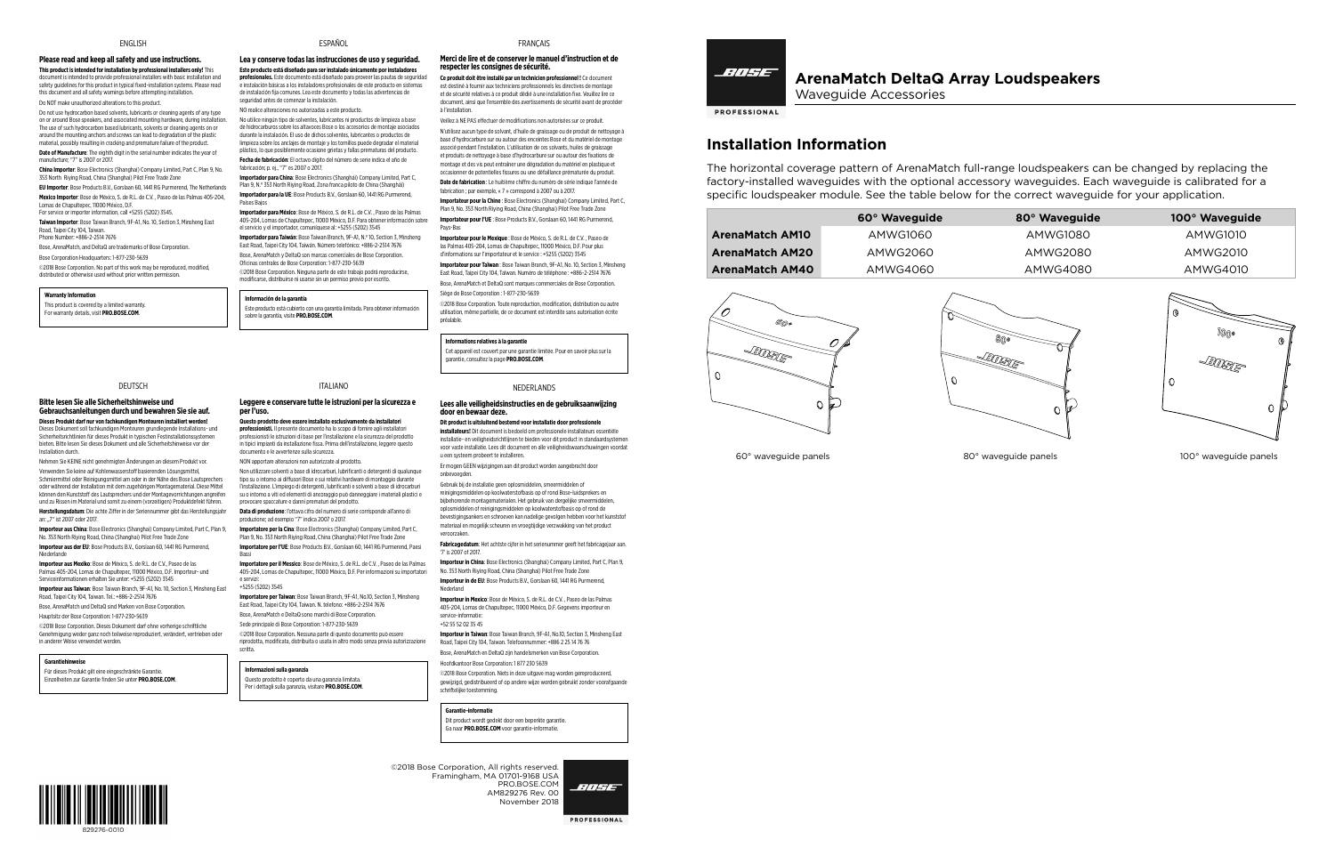# ArenaMatch DeltaQ Array Loudspeakers

Waveguide Accessories

## Installation Information

The horizontal coverage pattern of ArenaMatch full-range loudspeakers can be changed by replacing the factory-installed waveguides with the optional accessory waveguides. Each waveguide is calibrated for a specific loudspeaker module. See the table below for the correct waveguide for your application.

| | 60° Waveguide | 80° Waveguide | 100° Waveguide |
|---|---|---|---|
| **ArenaMatch AM10** | AMWG1060 | AMWG1080 | AMWG1010 |
| **ArenaMatch AM20** | AMWG2060 | AMWG2080 | AMWG2010 |
| **ArenaMatch AM40** | AMWG4060 | AMWG4080 | AMWG4010 |

60° waveguide panels

80° waveguide panels

100° waveguide panels

## ENGLISH

### Please read and keep all safety and use instructions.

**This product is intended for installation by professional installers only!** This document is intended to provide professional installers with basic installation and safety guidelines for this product in typical fixed-installation systems. Please read this document and all safety warnings before attempting installation.

Do NOT make unauthorized alterations to this product.

Do not use hydrocarbon based solvents, lubricants or cleaning agents of any type on or around Bose speakers, and associated mounting hardware, during installation. The use of such hydrocarbon based lubricants, solvents or cleaning agents on or around the mounting anchors and screws can lead to degradation of the plastic material, possibly resulting in cracking and premature failure of the product.

**Date of Manufacture**: The eighth digit in the serial number indicates the year of manufacture; "7" is 2007 or 2017.

**China Importer**: Bose Electronics (Shanghai) Company Limited, Part C, Plan 9, No. 353 North Riying Road, China (Shanghai) Pilot Free Trade Zone

**EU Importer**: Bose Products B.V., Gorslaan 60, 1441 RG Purmerend, The Netherlands

**Mexico Importer**: Bose de México, S. de R.L. de C.V. , Paseo de las Palmas 405-204, Lomas de Chapultepec, 11000 México, D.F.
For service or importer information, call +5255 (5202) 3545.

**Taiwan Importer**: Bose Taiwan Branch, 9F-A1, No. 10, Section 3, Minsheng East Road, Taipei City 104, Taiwan.
Phone Number: +886-2-2514 7676

Bose, ArenaMatch, and DeltaQ are trademarks of Bose Corporation.

Bose Corporation Headquarters: 1-877-230-5639

©2018 Bose Corporation. No part of this work may be reproduced, modified, distributed or otherwise used without prior written permission.

**Warranty Information**

This product is covered by a limited warranty.
For warranty details, visit **PRO.BOSE.COM**.

## ESPAÑOL

### Lea y conserve todas las instrucciones de uso y seguridad.

**Este producto está diseñado para ser instalado únicamente por instaladores profesionales.** Este documento está diseñado para proveer las pautas de seguridad e instalación básicas a los instaladores profesionales de este producto en sistemas de instalación fija comunes. Lea este documento y todas las advertencias de seguridad antes de comenzar la instalación.

NO realice alteraciones no autorizadas a este producto.

No utilice ningún tipo de solventes, lubricantes ni productos de limpieza a base de hidrocarburos sobre los altavoces Bose o los accesorios de montaje asociados durante la instalación. El uso de dichos solventes, lubricantes o productos de limpieza sobre los anclajes de montaje y los tornillos puede degradar el material plástico, lo que posiblemente ocasione grietas y fallas prematuras del producto.

**Fecha de fabricación**: El octavo dígito del número de serie indica el año de fabricación; p. ej., "7" es 2007 o 2017.

**Importador para China**: Bose Electronics (Shanghai) Company Limited, Part C, Plan 9, N.° 353 North Riying Road, Zona franca piloto de China (Shanghái)

**Importador para la UE**: Bose Products B.V., Gorslaan 60, 1441 RG Purmerend, Países Bajos

**Importador para México**: Bose de México, S. de R.L. de C.V. , Paseo de las Palmas 405-204, Lomas de Chapultepec, 11000 México, D.F. Para obtener información sobre el servicio y el importador, comuníquese al: +5255 (5202) 3545

**Importador para Taiwán**: Bose Taiwan Branch, 9F-A1, N.° 10, Section 3, Minsheng East Road, Taipei City 104, Taiwán. Número telefónico: +886-2-2514 7676

Bose, ArenaMatch y DeltaQ son marcas comerciales de Bose Corporation.
Oficinas centrales de Bose Corporation: 1-877-230-5639

©2018 Bose Corporation. Ninguna parte de este trabajo podrá reproducirse, modificarse, distribuirse ni usarse sin un permiso previo por escrito.

**Información de la garantía**

Este producto está cubierto con una garantía limitada. Para obtener información sobre la garantía, visite **PRO.BOSE.COM**.

## FRANÇAIS

### Merci de lire et de conserver le manuel d'instruction et de respecter les consignes de sécurité.

**Ce produit doit être installé par un technicien professionnel !** Ce document est destiné à fournir aux techniciens professionnels les directives de montage et de sécurité relatives à ce produit dédié à une installation fixe. Veuillez lire ce document, ainsi que l'ensemble des avertissements de sécurité avant de procéder à l'installation.

Veuillez à NE PAS effectuer de modifications non autorisées sur ce produit.

N'utilisez aucun type de solvant, d'huile de graissage ou de produit de nettoyage à base d'hydrocarbure sur ou autour des enceintes Bose et du matériel de montage associé pendant l'installation. L'utilisation de ces solvants, huiles de graissage et produits de nettoyage à base d'hydrocarbure sur ou autour des fixations de montage et des vis peut entraîner une dégradation du matériel en plastique et occasionner de potentielles fissures ou une défaillance prématurée du produit.

**Date de fabrication** : Le huitième chiffre du numéro de série indique l'année de fabrication ; par exemple, « 7 » correspond à 2007 ou à 2017.

**Importateur pour la Chine** : Bose Electronics (Shanghai) Company Limited, Part C, Plan 9, No. 353 North Riying Road, China (Shanghai) Pilot Free Trade Zone

**Importateur pour l'UE** : Bose Products B.V., Gorslaan 60, 1441 RG Purmerend, Pays-Bas

**Importateur pour le Mexique** : Bose de México, S. de R.L. de C.V. , Paseo de las Palmas 405-204, Lomas de Chapultepec, 11000 México, D.F. Pour plus d'informations sur l'importateur et le service : +5255 (5202) 3545

**Importateur pour Taïwan** : Bose Taiwan Branch, 9F-A1, No. 10, Section 3, Minsheng East Road, Taipei City 104, Taïwan. Numéro de téléphone : +886-2-2514 7676

Bose, ArenaMatch et DeltaQ sont marques commerciales de Bose Corporation.

Siège de Bose Corporation : 1-877-230-5639

©2018 Bose Corporation. Toute reproduction, modification, distribution ou autre utilisation, même partielle, de ce document est interdite sans autorisation écrite préalable.

**Informations relatives à la garantie**

Cet appareil est couvert par une garantie limitée. Pour en savoir plus sur la garantie, consulter la page **PRO.BOSE.COM**.

## DEUTSCH

### Bitte lesen Sie alle Sicherheitshinweise und Gebrauchsanleitungen durch und bewahren Sie sie auf.

**Dieses Produkt darf nur von fachkundigen Monteuren installiert werden!** Dieses Dokument soll fachkundigen Monteuren grundlegende Installations- und Sicherheitsrichtlinien für dieses Produkt in typischen Festinstallationssystemen bieten. Bitte lesen Sie dieses Dokument und alle Sicherheitshinweise vor der Installation durch.

Nehmen Sie KEINE nicht genehmigten Änderungen an diesem Produkt vor.

Verwenden Sie keine auf Kohlenwasserstoff basierenden Lösungsmittel, Schmiermittel oder Reinigungsmittel am oder in der Nähe des Bose Lautsprechers oder während der Installation mit dem zugehörigen Montagematerial. Diese Mittel können den Kunststoff des Lautsprechers und der Montagevorrichtungen angreifen und zu Rissen im Material und somit zu einem (vorzeitigen) Produktdefekt führen.

**Herstellungsdatum**: Die achte Ziffer in der Seriennummer gibt das Herstellungsjahr an: „7" ist 2007 oder 2017.

**Importeur aus China**: Bose Electronics (Shanghai) Company Limited, Part C, Plan 9, No. 353 North Riying Road, China (Shanghai) Pilot Free Trade Zone

**Importeur aus der EU**: Bose Products B.V., Gorslaan 60, 1441 RG Purmerend, Niederlande

**Importeur aus Mexiko**: Bose de México, S. de R.L. de C.V., Paseo de las Palmas 405-204, Lomas de Chapultepec, 11000 México, D.F. Importeur- und Serviceinformationen erhalten Sie unter: +5255 (5202) 3545

**Importeur aus Taiwan**: Bose Taiwan Branch, 9F-A1, No. 10, Section 3, Minsheng East Road, Taipei City 104, Taiwan. Tel.: +886-2-2514 7676

Bose, ArenaMatch und DeltaQ sind Marken von Bose Corporation.

Hauptsitz der Bose Corporation: 1-877-230-5639

©2018 Bose Corporation. Dieses Dokument darf ohne vorherige schriftliche Genehmigung weder ganz noch teilweise reproduziert, verändert, vertrieben oder in anderer Weise verwendet werden.

**Garantiehinweise**

Für dieses Produkt gilt eine eingeschränkte Garantie.
Einzelheiten zur Garantie finden Sie unter **PRO.BOSE.COM**.

## ITALIANO

### Leggere e conservare tutte le istruzioni per la sicurezza e per l'uso.

**Questo prodotto deve essere installato esclusivamente da installatori professionisti.** Il presente documento ha lo scopo di fornire agli installatori professionisti le istruzioni di base per l'installazione e la sicurezza del prodotto in tipici impianti da installazione fissa. Prima dell'installazione, leggere questo documento e le avvertenze sulla sicurezza.

NON apportare alterazioni non autorizzate al prodotto.

Non utilizzare solventi a base di idrocarburi, lubrificanti o detergenti di qualunque tipo su o intorno ai diffusori Bose e sul relativo hardware di montaggio durante l'installazione. L'impiego di detergenti, lubrificanti e solventi a base di idrocarburi su o intorno a viti ed elementi di ancoraggio può danneggiare i materiali plastici e provocare spaccature e danni prematuri del prodotto.

**Data di produzione**: l'ottava cifra del numero di serie corrisponde all'anno di produzione; ad esempio "7" indica 2007 o 2017.

**Importatore per la Cina**: Bose Electronics (Shanghai) Company Limited, Part C, Plan 9, No. 353 North Riying Road, China (Shanghai) Pilot Free Trade Zone

**Importatore per l'UE**: Bose Products B.V., Gorslaan 60, 1441 RG Purmerend, Paesi Bassi

**Importatore per il Messico**: Bose de México, S. de R.L. de C.V. , Paseo de las Palmas 405-204, Lomas de Chapultepec, 11000 México, D.F. Per informazioni su importatori e servizi:
+5255 (5202) 3545

**Importatore per Taiwan**: Bose Taiwan Branch, 9F-A1, No.10, Section 3, Minsheng East Road, Taipei City 104, Taiwan. N. telefono: +886-2-2514 7676

Bose, ArenaMatch e DeltaQ sono marchi di Bose Corporation.

Sede principale di Bose Corporation: 1-877-230-5639

©2018 Bose Corporation. Nessuna parte di questo documento può essere riprodotta, modificata, distribuita o usata in altro modo senza previa autorizzazione scritta.

**Informazioni sulla garanzia**

Questo prodotto è coperto da una garanzia limitata.
Per i dettagli sulla garanzia, visitare **PRO.BOSE.COM**.

## NEDERLANDS

### Lees alle veiligheidsinstructies en de gebruiksaanwijzing door en bewaar deze.

**Dit product is uitsluitend bestemd voor installatie door professionele installateurs!** Dit document is bedoeld om professionele installateurs essentiële installatie- en veiligheidsrichtlijnen te bieden voor dit product in standaardsystemen voor vaste installatie. Lees dit document en alle veiligheidswaarschuwingen voordat u een systeem probeert te installeren.

Er mogen GEEN wijzigingen aan dit product worden aangebracht door onbevoegden.

Gebruik bij de installatie geen oplosmiddelen, smeermiddelen of reinigingsmiddelen op koolwaterstofbasis op of rond Bose-luidsprekers en bijbehorende montagematerialen. Het gebruik van dergelijke smeermiddelen, oplosmiddelen of reinigingsmiddelen op koolwaterstofbasis op of rond de bevestigingsankers en schroeven kan nadelige gevolgen hebben voor het kunststof materiaal en mogelijk scheuren en vroegtijdige verzwakking van het product veroorzaken.

**Fabricagedatum**: Het achtste cijfer in het serienummer geeft het fabricagejaar aan. '7' is 2007 of 2017.

**Importeur in China**: Bose Electronics (Shanghai) Company Limited, Part C, Plan 9, No. 353 North Riying Road, China (Shanghai) Pilot Free Trade Zone

**Importeur in de EU**: Bose Products B.V., Gorslaan 60, 1441 RG Purmerend, Nederland

**Importeur in Mexico**: Bose de México, S. de R.L. de C.V. , Paseo de las Palmas 405-204, Lomas de Chapultepec, 11000 México, D.F. Gegevens importeur en service-informatie:
+52 55 52 02 35 45

**Importeur in Taiwan**: Bose Taiwan Branch, 9F-A1, No.10, Section 3, Minsheng East Road, Taipei City 104, Taiwan. Telefoonnummer: +886 2 25 14 76 76

Bose, ArenaMatch en DeltaQ zijn handelsmerken van Bose Corporation.

Hoofdkantoor Bose Corporation: 1 877 230 5639

©2018 Bose Corporation. Niets in deze uitgave mag worden gereproduceerd, gewijzigd, gedistribueerd of op andere wijze worden gebruikt zonder voorafgaande schriftelijke toestemming.

**Garantie-informatie**

Dit product wordt gedekt door een beperkte garantie.
Ga naar **PRO.BOSE.COM** voor garantie-informatie.

©2018 Bose Corporation, All rights reserved.
Framingham, MA 01701-9168 USA
PRO.BOSE.COM
AM829276 Rev. 00
November 2018

829276-0010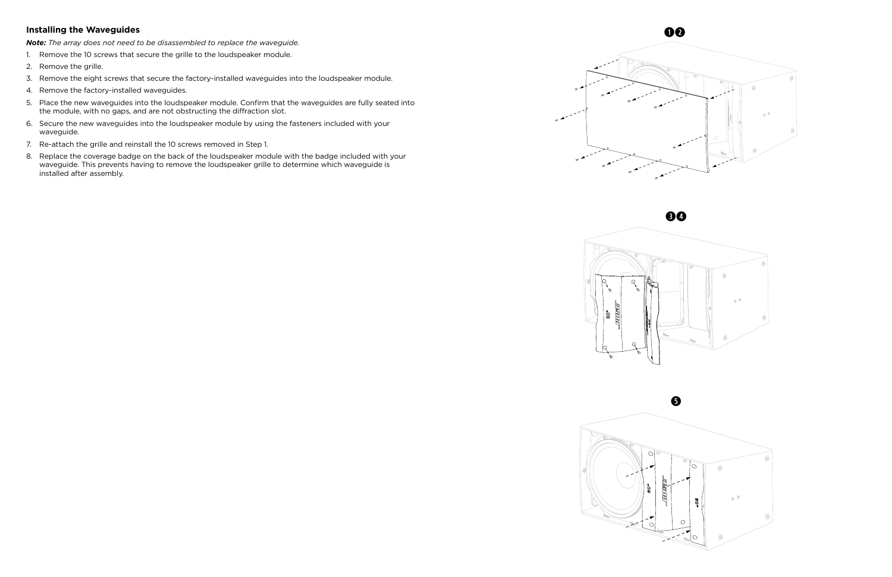### Installing the Waveguides

***Note:*** *The array does not need to be disassembled to replace the waveguide.*

1. Remove the 10 screws that secure the grille to the loudspeaker module.
2. Remove the grille.
3. Remove the eight screws that secure the factory-installed waveguides into the loudspeaker module.
4. Remove the factory-installed waveguides.
5. Place the new waveguides into the loudspeaker module. Confirm that the waveguides are fully seated into the module, with no gaps, and are not obstructing the diffraction slot.
6. Secure the new waveguides into the loudspeaker module by using the fasteners included with your waveguide.
7. Re-attach the grille and reinstall the 10 screws removed in Step 1.
8. Replace the coverage badge on the back of the loudspeaker module with the badge included with your waveguide. This prevents having to remove the loudspeaker grille to determine which waveguide is installed after assembly.